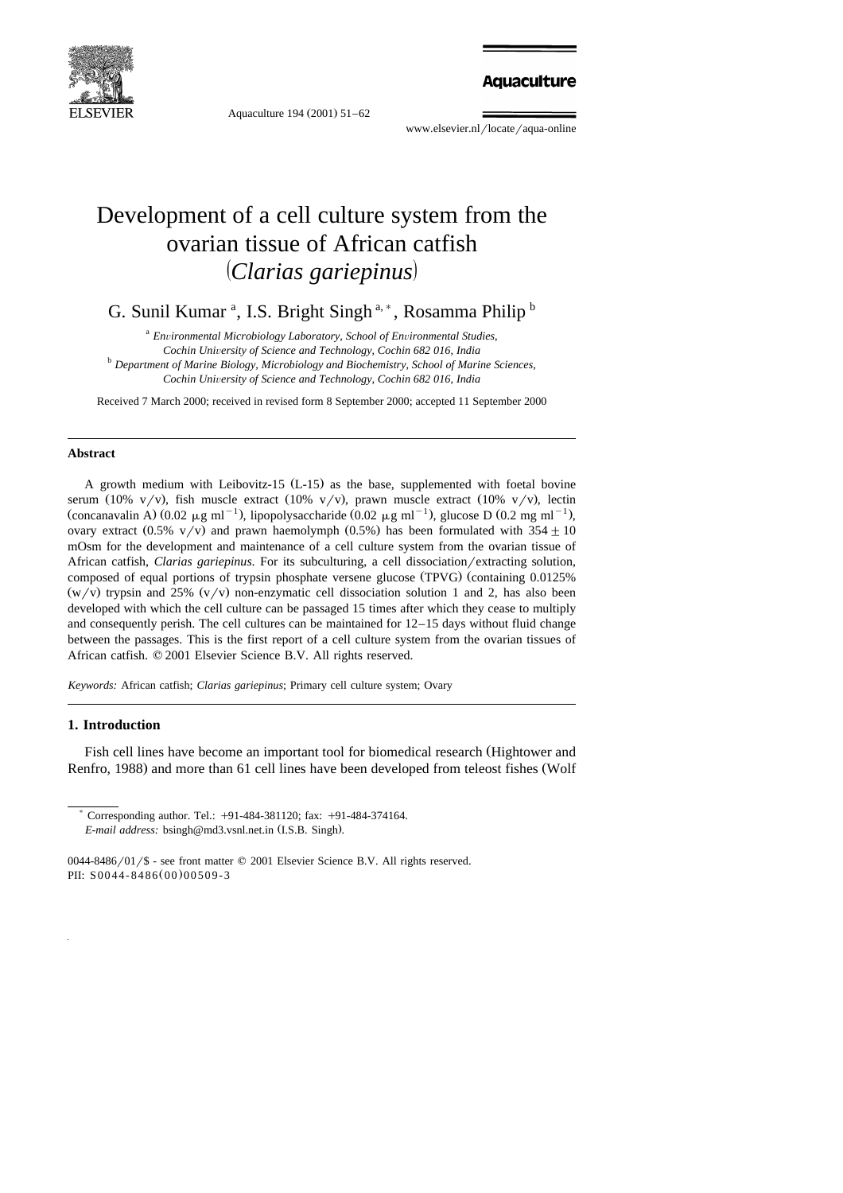# Development of a cell culture system from the ovarian tissue of African catfish (*Clarias gariepinus*)

G. Sunil Kumar [a], I.S. Bright Singh [a,*], Rosamma Philip [b]

[a] *Environmental Microbiology Laboratory, School of Environmental Studies, Cochin University of Science and Technology, Cochin 682 016, India*

[b] *Department of Marine Biology, Microbiology and Biochemistry, School of Marine Sciences, Cochin University of Science and Technology, Cochin 682 016, India*

Received 7 March 2000; received in revised form 8 September 2000; accepted 11 September 2000

## Abstract

A growth medium with Leibovitz-15 (L-15) as the base, supplemented with foetal bovine serum (10% v/v), fish muscle extract (10% v/v), prawn muscle extract (10% v/v), lectin (concanavalin A) (0.02 μg ml$^{-1}$), lipopolysaccharide (0.02 μg ml$^{-1}$), glucose D (0.2 mg ml$^{-1}$), ovary extract (0.5% v/v) and prawn haemolymph (0.5%) has been formulated with $354 \pm 10$ mOsm for the development and maintenance of a cell culture system from the ovarian tissue of African catfish, *Clarias gariepinus*. For its subculturing, a cell dissociation/extracting solution, composed of equal portions of trypsin phosphate versene glucose (TPVG) (containing 0.0125% (w/v) trypsin and 25% (v/v) non-enzymatic cell dissociation solution 1 and 2, has also been developed with which the cell culture can be passaged 15 times after which they cease to multiply and consequently perish. The cell cultures can be maintained for 12–15 days without fluid change between the passages. This is the first report of a cell culture system from the ovarian tissues of African catfish. © 2001 Elsevier Science B.V. All rights reserved.

*Keywords:* African catfish; *Clarias gariepinus*; Primary cell culture system; Ovary

## 1. Introduction

Fish cell lines have become an important tool for biomedical research (Hightower and Renfro, 1988) and more than 61 cell lines have been developed from teleost fishes (Wolf

---

[*] Corresponding author. Tel.: +91-484-381120; fax: +91-484-374164.
*E-mail address:* bsingh@md3.vsnl.net.in (I.S.B. Singh).

0044-8486/01/$ - see front matter © 2001 Elsevier Science B.V. All rights reserved.
PII: S0044-8486(00)00509-3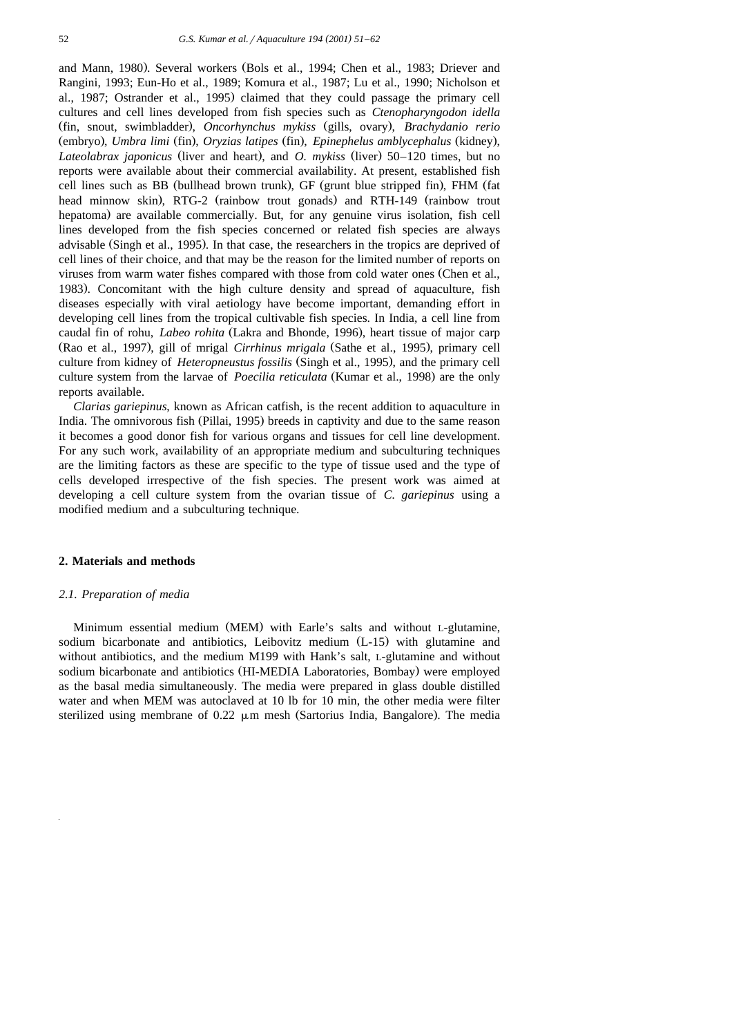and Mann, 1980). Several workers (Bols et al., 1994; Chen et al., 1983; Driever and Rangini, 1993; Eun-Ho et al., 1989; Komura et al., 1987; Lu et al., 1990; Nicholson et al., 1987; Ostrander et al., 1995) claimed that they could passage the primary cell cultures and cell lines developed from fish species such as *Ctenopharyngodon idella* (fin, snout, swimbladder), *Oncorhynchus mykiss* (gills, ovary), *Brachydanio rerio* (embryo), *Umbra limi* (fin), *Oryzias latipes* (fin), *Epinephelus amblycephalus* (kidney), *Lateolabrax japonicus* (liver and heart), and *O. mykiss* (liver) 50–120 times, but no reports were available about their commercial availability. At present, established fish cell lines such as BB (bullhead brown trunk), GF (grunt blue stripped fin), FHM (fat head minnow skin), RTG-2 (rainbow trout gonads) and RTH-149 (rainbow trout hepatoma) are available commercially. But, for any genuine virus isolation, fish cell lines developed from the fish species concerned or related fish species are always advisable (Singh et al., 1995). In that case, the researchers in the tropics are deprived of cell lines of their choice, and that may be the reason for the limited number of reports on viruses from warm water fishes compared with those from cold water ones (Chen et al., 1983). Concomitant with the high culture density and spread of aquaculture, fish diseases especially with viral aetiology have become important, demanding effort in developing cell lines from the tropical cultivable fish species. In India, a cell line from caudal fin of rohu, *Labeo rohita* (Lakra and Bhonde, 1996), heart tissue of major carp (Rao et al., 1997), gill of mrigal *Cirrhinus mrigala* (Sathe et al., 1995), primary cell culture from kidney of *Heteropneustus fossilis* (Singh et al., 1995), and the primary cell culture system from the larvae of *Poecilia reticulata* (Kumar et al., 1998) are the only reports available.

*Clarias gariepinus*, known as African catfish, is the recent addition to aquaculture in India. The omnivorous fish (Pillai, 1995) breeds in captivity and due to the same reason it becomes a good donor fish for various organs and tissues for cell line development. For any such work, availability of an appropriate medium and subculturing techniques are the limiting factors as these are specific to the type of tissue used and the type of cells developed irrespective of the fish species. The present work was aimed at developing a cell culture system from the ovarian tissue of *C. gariepinus* using a modified medium and a subculturing technique.

## 2. Materials and methods

### 2.1. Preparation of media

Minimum essential medium (MEM) with Earle's salts and without L-glutamine, sodium bicarbonate and antibiotics, Leibovitz medium (L-15) with glutamine and without antibiotics, and the medium M199 with Hank's salt, L-glutamine and without sodium bicarbonate and antibiotics (HI-MEDIA Laboratories, Bombay) were employed as the basal media simultaneously. The media were prepared in glass double distilled water and when MEM was autoclaved at 10 lb for 10 min, the other media were filter sterilized using membrane of 0.22 μm mesh (Sartorius India, Bangalore). The media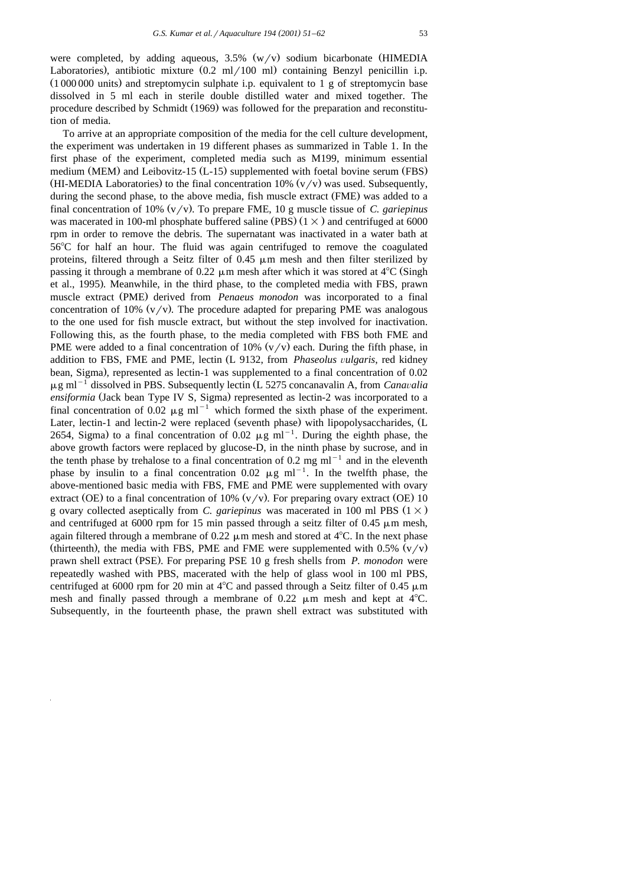were completed, by adding aqueous, 3.5% (w/v) sodium bicarbonate (HIMEDIA Laboratories), antibiotic mixture (0.2 ml/100 ml) containing Benzyl penicillin i.p. (1 000 000 units) and streptomycin sulphate i.p. equivalent to 1 g of streptomycin base dissolved in 5 ml each in sterile double distilled water and mixed together. The procedure described by Schmidt (1969) was followed for the preparation and reconstitution of media.

To arrive at an appropriate composition of the media for the cell culture development, the experiment was undertaken in 19 different phases as summarized in Table 1. In the first phase of the experiment, completed media such as M199, minimum essential medium (MEM) and Leibovitz-15 (L-15) supplemented with foetal bovine serum (FBS) (HI-MEDIA Laboratories) to the final concentration 10% (v/v) was used. Subsequently, during the second phase, to the above media, fish muscle extract (FME) was added to a final concentration of 10% (v/v). To prepare FME, 10 g muscle tissue of *C. gariepinus* was macerated in 100-ml phosphate buffered saline (PBS) (1 ×) and centrifuged at 6000 rpm in order to remove the debris. The supernatant was inactivated in a water bath at 56°C for half an hour. The fluid was again centrifuged to remove the coagulated proteins, filtered through a Seitz filter of 0.45 μm mesh and then filter sterilized by passing it through a membrane of 0.22 μm mesh after which it was stored at 4°C (Singh et al., 1995). Meanwhile, in the third phase, to the completed media with FBS, prawn muscle extract (PME) derived from *Penaeus monodon* was incorporated to a final concentration of 10% (v/v). The procedure adapted for preparing PME was analogous to the one used for fish muscle extract, but without the step involved for inactivation. Following this, as the fourth phase, to the media completed with FBS both FME and PME were added to a final concentration of 10% (v/v) each. During the fifth phase, in addition to FBS, FME and PME, lectin (L 9132, from *Phaseolus vulgaris*, red kidney bean, Sigma), represented as lectin-1 was supplemented to a final concentration of 0.02 $\mu g\ ml^{-1}$ dissolved in PBS. Subsequently lectin (L 5275 concanavalin A, from *Canavalia ensiformia* (Jack bean Type IV S, Sigma) represented as lectin-2 was incorporated to a final concentration of 0.02 $\mu g\ ml^{-1}$ which formed the sixth phase of the experiment. Later, lectin-1 and lectin-2 were replaced (seventh phase) with lipopolysaccharides, (L 2654, Sigma) to a final concentration of 0.02 $\mu g\ ml^{-1}$. During the eighth phase, the above growth factors were replaced by glucose-D, in the ninth phase by sucrose, and in the tenth phase by trehalose to a final concentration of 0.2 mg $ml^{-1}$ and in the eleventh phase by insulin to a final concentration 0.02 $\mu g\ ml^{-1}$. In the twelfth phase, the above-mentioned basic media with FBS, FME and PME were supplemented with ovary extract (OE) to a final concentration of 10% (v/v). For preparing ovary extract (OE) 10 g ovary collected aseptically from *C. gariepinus* was macerated in 100 ml PBS (1 ×) and centrifuged at 6000 rpm for 15 min passed through a seitz filter of 0.45 μm mesh, again filtered through a membrane of 0.22 μm mesh and stored at 4°C. In the next phase (thirteenth), the media with FBS, PME and FME were supplemented with 0.5% (v/v) prawn shell extract (PSE). For preparing PSE 10 g fresh shells from *P. monodon* were repeatedly washed with PBS, macerated with the help of glass wool in 100 ml PBS, centrifuged at 6000 rpm for 20 min at 4°C and passed through a Seitz filter of 0.45 μm mesh and finally passed through a membrane of 0.22 μm mesh and kept at 4°C. Subsequently, in the fourteenth phase, the prawn shell extract was substituted with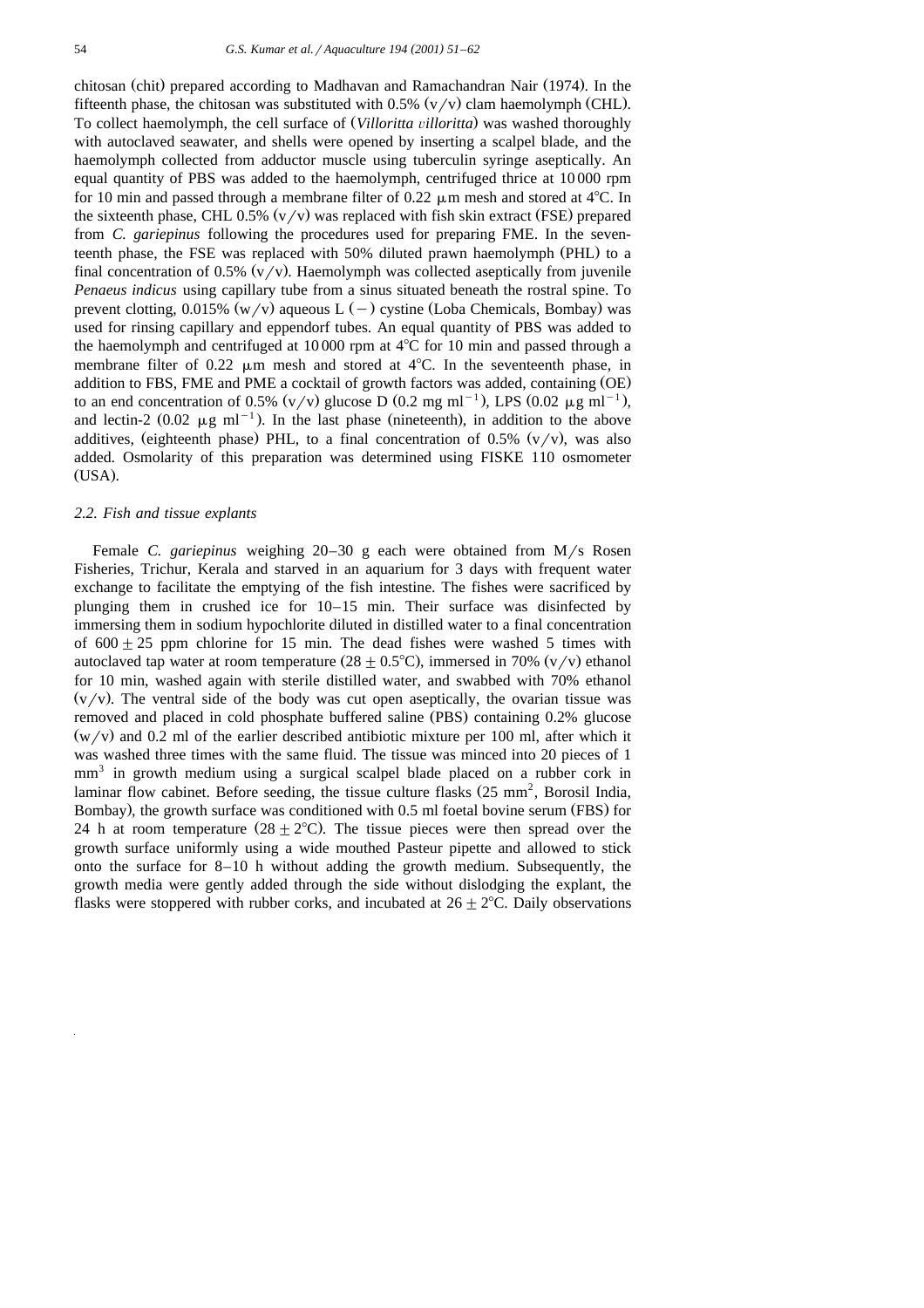chitosan (chit) prepared according to Madhavan and Ramachandran Nair (1974). In the fifteenth phase, the chitosan was substituted with 0.5% (v/v) clam haemolymph (CHL). To collect haemolymph, the cell surface of (*Villoritta villoritta*) was washed thoroughly with autoclaved seawater, and shells were opened by inserting a scalpel blade, and the haemolymph collected from adductor muscle using tuberculin syringe aseptically. An equal quantity of PBS was added to the haemolymph, centrifuged thrice at 10 000 rpm for 10 min and passed through a membrane filter of 0.22 μm mesh and stored at 4°C. In the sixteenth phase, CHL 0.5% (v/v) was replaced with fish skin extract (FSE) prepared from *C. gariepinus* following the procedures used for preparing FME. In the seventeenth phase, the FSE was replaced with 50% diluted prawn haemolymph (PHL) to a final concentration of 0.5% (v/v). Haemolymph was collected aseptically from juvenile *Penaeus indicus* using capillary tube from a sinus situated beneath the rostral spine. To prevent clotting, 0.015% (w/v) aqueous L (−) cystine (Loba Chemicals, Bombay) was used for rinsing capillary and eppendorf tubes. An equal quantity of PBS was added to the haemolymph and centrifuged at 10 000 rpm at 4°C for 10 min and passed through a membrane filter of 0.22 μm mesh and stored at 4°C. In the seventeenth phase, in addition to FBS, FME and PME a cocktail of growth factors was added, containing (OE) to an end concentration of 0.5% (v/v) glucose D (0.2 mg ml$^{-1}$), LPS (0.02 μg ml$^{-1}$), and lectin-2 (0.02 μg ml$^{-1}$). In the last phase (nineteenth), in addition to the above additives, (eighteenth phase) PHL, to a final concentration of 0.5% (v/v), was also added. Osmolarity of this preparation was determined using FISKE 110 osmometer (USA).

### 2.2. Fish and tissue explants

Female *C. gariepinus* weighing 20–30 g each were obtained from M/s Rosen Fisheries, Trichur, Kerala and starved in an aquarium for 3 days with frequent water exchange to facilitate the emptying of the fish intestine. The fishes were sacrificed by plunging them in crushed ice for 10–15 min. Their surface was disinfected by immersing them in sodium hypochlorite diluted in distilled water to a final concentration of $600 \pm 25$ ppm chlorine for 15 min. The dead fishes were washed 5 times with autoclaved tap water at room temperature ($28 \pm 0.5$°C), immersed in 70% (v/v) ethanol for 10 min, washed again with sterile distilled water, and swabbed with 70% ethanol (v/v). The ventral side of the body was cut open aseptically, the ovarian tissue was removed and placed in cold phosphate buffered saline (PBS) containing 0.2% glucose (w/v) and 0.2 ml of the earlier described antibiotic mixture per 100 ml, after which it was washed three times with the same fluid. The tissue was minced into 20 pieces of 1 mm$^3$ in growth medium using a surgical scalpel blade placed on a rubber cork in laminar flow cabinet. Before seeding, the tissue culture flasks (25 mm$^2$, Borosil India, Bombay), the growth surface was conditioned with 0.5 ml foetal bovine serum (FBS) for 24 h at room temperature ($28 \pm 2$°C). The tissue pieces were then spread over the growth surface uniformly using a wide mouthed Pasteur pipette and allowed to stick onto the surface for 8–10 h without adding the growth medium. Subsequently, the growth media were gently added through the side without dislodging the explant, the flasks were stoppered with rubber corks, and incubated at $26 \pm 2$°C. Daily observations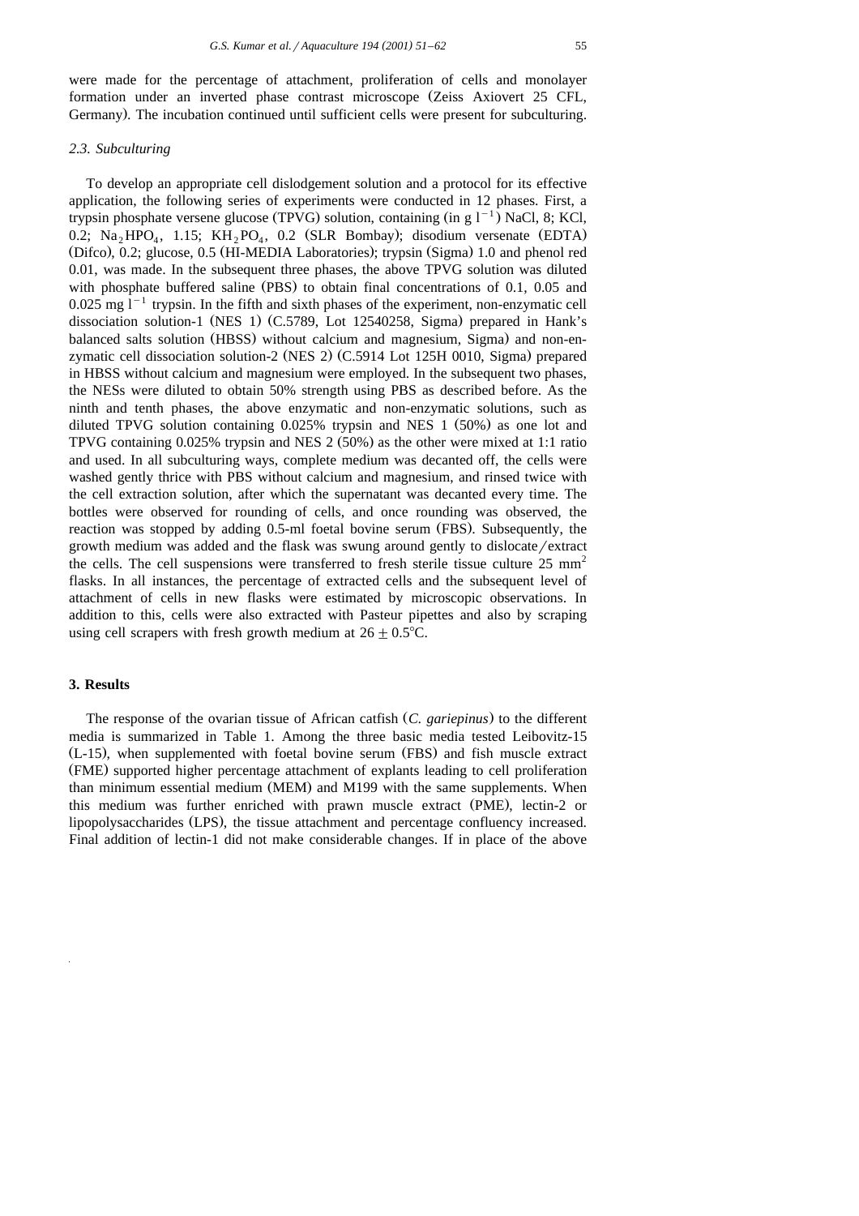were made for the percentage of attachment, proliferation of cells and monolayer formation under an inverted phase contrast microscope (Zeiss Axiovert 25 CFL, Germany). The incubation continued until sufficient cells were present for subculturing.

### *2.3. Subculturing*

To develop an appropriate cell dislodgement solution and a protocol for its effective application, the following series of experiments were conducted in 12 phases. First, a trypsin phosphate versene glucose (TPVG) solution, containing (in g $l^{-1}$) NaCl, 8; KCl, 0.2; $Na_2HPO_4$, 1.15; $KH_2PO_4$, 0.2 (SLR Bombay); disodium versenate (EDTA) (Difco), 0.2; glucose, 0.5 (HI-MEDIA Laboratories); trypsin (Sigma) 1.0 and phenol red 0.01, was made. In the subsequent three phases, the above TPVG solution was diluted with phosphate buffered saline (PBS) to obtain final concentrations of 0.1, 0.05 and 0.025 mg $l^{-1}$ trypsin. In the fifth and sixth phases of the experiment, non-enzymatic cell dissociation solution-1 (NES 1) (C.5789, Lot 12540258, Sigma) prepared in Hank's balanced salts solution (HBSS) without calcium and magnesium, Sigma) and non-enzymatic cell dissociation solution-2 (NES 2) (C.5914 Lot 125H 0010, Sigma) prepared in HBSS without calcium and magnesium were employed. In the subsequent two phases, the NESs were diluted to obtain 50% strength using PBS as described before. As the ninth and tenth phases, the above enzymatic and non-enzymatic solutions, such as diluted TPVG solution containing 0.025% trypsin and NES 1 (50%) as one lot and TPVG containing 0.025% trypsin and NES 2 (50%) as the other were mixed at 1:1 ratio and used. In all subculturing ways, complete medium was decanted off, the cells were washed gently thrice with PBS without calcium and magnesium, and rinsed twice with the cell extraction solution, after which the supernatant was decanted every time. The bottles were observed for rounding of cells, and once rounding was observed, the reaction was stopped by adding 0.5-ml foetal bovine serum (FBS). Subsequently, the growth medium was added and the flask was swung around gently to dislocate/extract the cells. The cell suspensions were transferred to fresh sterile tissue culture 25 $mm^2$ flasks. In all instances, the percentage of extracted cells and the subsequent level of attachment of cells in new flasks were estimated by microscopic observations. In addition to this, cells were also extracted with Pasteur pipettes and also by scraping using cell scrapers with fresh growth medium at $26 \pm 0.5$°C.

## 3. Results

The response of the ovarian tissue of African catfish (*C. gariepinus*) to the different media is summarized in Table 1. Among the three basic media tested Leibovitz-15 (L-15), when supplemented with foetal bovine serum (FBS) and fish muscle extract (FME) supported higher percentage attachment of explants leading to cell proliferation than minimum essential medium (MEM) and M199 with the same supplements. When this medium was further enriched with prawn muscle extract (PME), lectin-2 or lipopolysaccharides (LPS), the tissue attachment and percentage confluency increased. Final addition of lectin-1 did not make considerable changes. If in place of the above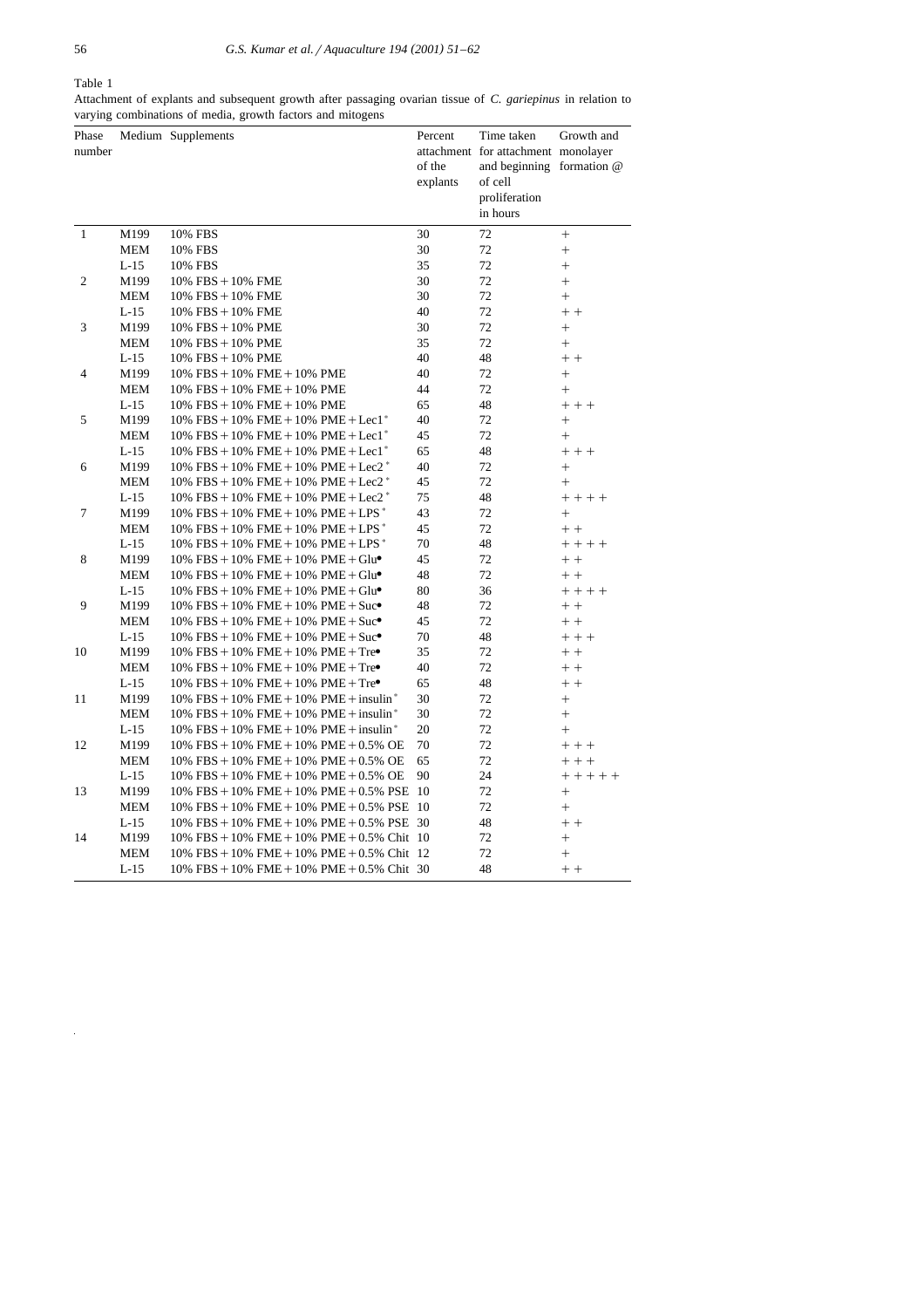Table 1

Attachment of explants and subsequent growth after passaging ovarian tissue of *C. gariepinus* in relation to varying combinations of media, growth factors and mitogens

| Phase number | Medium | Supplements | Percent attachment of the explants | Time taken for attachment and beginning of cell proliferation in hours | Growth and monolayer formation @ |
|---|---|---|---|---|---|
| 1 | M199 | 10% FBS | 30 | 72 | + |
| | MEM | 10% FBS | 30 | 72 | + |
| | L-15 | 10% FBS | 35 | 72 | + |
| 2 | M199 | 10% FBS + 10% FME | 30 | 72 | + |
| | MEM | 10% FBS + 10% FME | 30 | 72 | + |
| | L-15 | 10% FBS + 10% FME | 40 | 72 | + + |
| 3 | M199 | 10% FBS + 10% PME | 30 | 72 | + |
| | MEM | 10% FBS + 10% PME | 35 | 72 | + |
| | L-15 | 10% FBS + 10% PME | 40 | 48 | + + |
| 4 | M199 | 10% FBS + 10% FME + 10% PME | 40 | 72 | + |
| | MEM | 10% FBS + 10% FME + 10% PME | 44 | 72 | + |
| | L-15 | 10% FBS + 10% FME + 10% PME | 65 | 48 | + + + |
| 5 | M199 | 10% FBS + 10% FME + 10% PME + Lec1* | 40 | 72 | + |
| | MEM | 10% FBS + 10% FME + 10% PME + Lec1* | 45 | 72 | + |
| | L-15 | 10% FBS + 10% FME + 10% PME + Lec1* | 65 | 48 | + + + |
| 6 | M199 | 10% FBS + 10% FME + 10% PME + Lec2* | 40 | 72 | + |
| | MEM | 10% FBS + 10% FME + 10% PME + Lec2* | 45 | 72 | + |
| | L-15 | 10% FBS + 10% FME + 10% PME + Lec2* | 75 | 48 | + + + + |
| 7 | M199 | 10% FBS + 10% FME + 10% PME + LPS* | 43 | 72 | + |
| | MEM | 10% FBS + 10% FME + 10% PME + LPS* | 45 | 72 | + + |
| | L-15 | 10% FBS + 10% FME + 10% PME + LPS* | 70 | 48 | + + + + |
| 8 | M199 | 10% FBS + 10% FME + 10% PME + Glu• | 45 | 72 | + + |
| | MEM | 10% FBS + 10% FME + 10% PME + Glu• | 48 | 72 | + + |
| | L-15 | 10% FBS + 10% FME + 10% PME + Glu• | 80 | 36 | + + + + |
| 9 | M199 | 10% FBS + 10% FME + 10% PME + Suc• | 48 | 72 | + + |
| | MEM | 10% FBS + 10% FME + 10% PME + Suc• | 45 | 72 | + + |
| | L-15 | 10% FBS + 10% FME + 10% PME + Suc• | 70 | 48 | + + + |
| 10 | M199 | 10% FBS + 10% FME + 10% PME + Tre• | 35 | 72 | + + |
| | MEM | 10% FBS + 10% FME + 10% PME + Tre• | 40 | 72 | + + |
| | L-15 | 10% FBS + 10% FME + 10% PME + Tre• | 65 | 48 | + + |
| 11 | M199 | 10% FBS + 10% FME + 10% PME + insulin* | 30 | 72 | + |
| | MEM | 10% FBS + 10% FME + 10% PME + insulin* | 30 | 72 | + |
| | L-15 | 10% FBS + 10% FME + 10% PME + insulin* | 20 | 72 | + |
| 12 | M199 | 10% FBS + 10% FME + 10% PME + 0.5% OE | 70 | 72 | + + + |
| | MEM | 10% FBS + 10% FME + 10% PME + 0.5% OE | 65 | 72 | + + + |
| | L-15 | 10% FBS + 10% FME + 10% PME + 0.5% OE | 90 | 24 | + + + + + |
| 13 | M199 | 10% FBS + 10% FME + 10% PME + 0.5% PSE | 10 | 72 | + |
| | MEM | 10% FBS + 10% FME + 10% PME + 0.5% PSE | 10 | 72 | + |
| | L-15 | 10% FBS + 10% FME + 10% PME + 0.5% PSE | 30 | 48 | + + |
| 14 | M199 | 10% FBS + 10% FME + 10% PME + 0.5% Chit | 10 | 72 | + |
| | MEM | 10% FBS + 10% FME + 10% PME + 0.5% Chit | 12 | 72 | + |
| | L-15 | 10% FBS + 10% FME + 10% PME + 0.5% Chit | 30 | 48 | + + |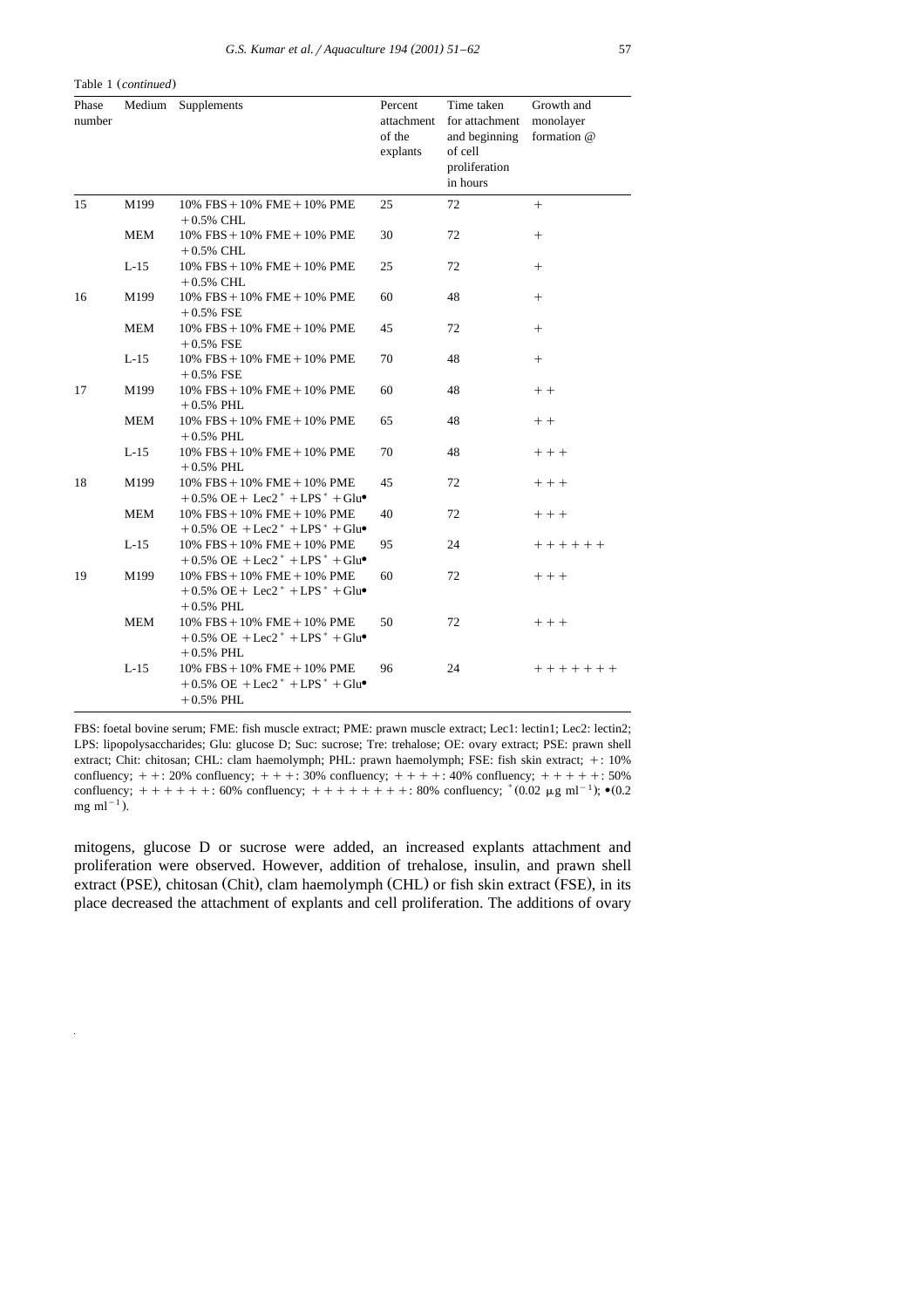Table 1 (*continued*)

| Phase number | Medium | Supplements | Percent attachment of the explants | Time taken for attachment and beginning of cell proliferation in hours | Growth and monolayer formation @ |
|---|---|---|---|---|---|
| 15 | M199 | 10% FBS + 10% FME + 10% PME + 0.5% CHL | 25 | 72 | + |
| | MEM | 10% FBS + 10% FME + 10% PME + 0.5% CHL | 30 | 72 | + |
| | L-15 | 10% FBS + 10% FME + 10% PME + 0.5% CHL | 25 | 72 | + |
| 16 | M199 | 10% FBS + 10% FME + 10% PME + 0.5% FSE | 60 | 48 | + |
| | MEM | 10% FBS + 10% FME + 10% PME + 0.5% FSE | 45 | 72 | + |
| | L-15 | 10% FBS + 10% FME + 10% PME + 0.5% FSE | 70 | 48 | + |
| 17 | M199 | 10% FBS + 10% FME + 10% PME + 0.5% PHL | 60 | 48 | + + |
| | MEM | 10% FBS + 10% FME + 10% PME + 0.5% PHL | 65 | 48 | + + |
| | L-15 | 10% FBS + 10% FME + 10% PME + 0.5% PHL | 70 | 48 | + + + |
| 18 | M199 | 10% FBS + 10% FME + 10% PME + 0.5% OE + Lec2* + LPS* + Glu• | 45 | 72 | + + + |
| | MEM | 10% FBS + 10% FME + 10% PME + 0.5% OE + Lec2* + LPS* + Glu• | 40 | 72 | + + + |
| | L-15 | 10% FBS + 10% FME + 10% PME + 0.5% OE + Lec2* + LPS* + Glu• | 95 | 24 | + + + + + + |
| 19 | M199 | 10% FBS + 10% FME + 10% PME + 0.5% OE + Lec2* + LPS* + Glu• + 0.5% PHL | 60 | 72 | + + + |
| | MEM | 10% FBS + 10% FME + 10% PME + 0.5% OE + Lec2* + LPS* + Glu• + 0.5% PHL | 50 | 72 | + + + |
| | L-15 | 10% FBS + 10% FME + 10% PME + 0.5% OE + Lec2* + LPS* + Glu• + 0.5% PHL | 96 | 24 | + + + + + + + |

FBS: foetal bovine serum; FME: fish muscle extract; PME: prawn muscle extract; Lec1: lectin1; Lec2: lectin2; LPS: lipopolysaccharides; Glu: glucose D; Suc: sucrose; Tre: trehalose; OE: ovary extract; PSE: prawn shell extract; Chit: chitosan; CHL: clam haemolymph; PHL: prawn haemolymph; FSE: fish skin extract; +: 10% confluency; + +: 20% confluency; + + +: 30% confluency; + + + +: 40% confluency; + + + + +: 50% confluency; + + + + + +: 60% confluency; + + + + + + + +: 80% confluency; *(0.02 μg $ml^{-1}$); •(0.2 mg $ml^{-1}$).

mitogens, glucose D or sucrose were added, an increased explants attachment and proliferation were observed. However, addition of trehalose, insulin, and prawn shell extract (PSE), chitosan (Chit), clam haemolymph (CHL) or fish skin extract (FSE), in its place decreased the attachment of explants and cell proliferation. The additions of ovary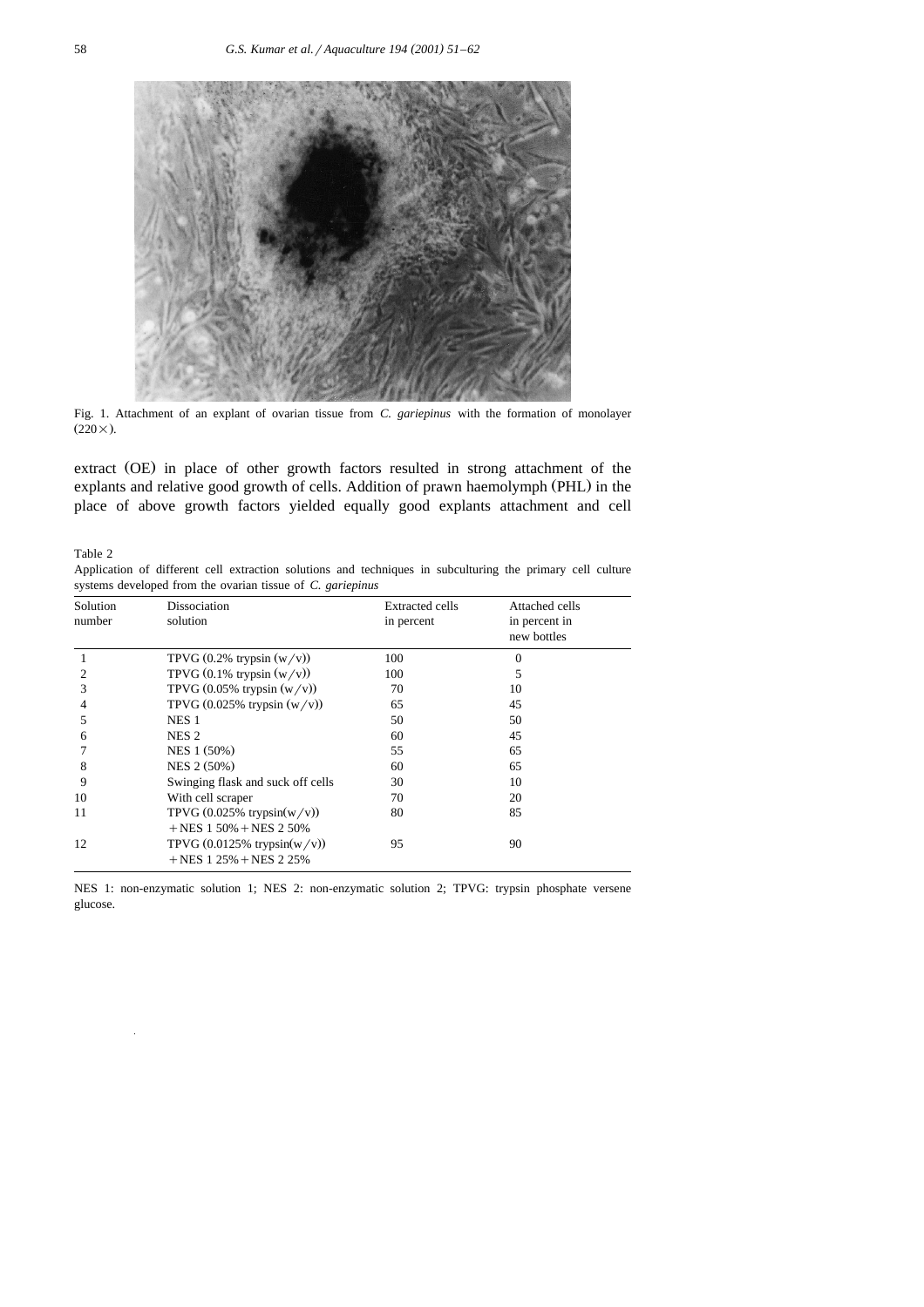Fig. 1. Attachment of an explant of ovarian tissue from *C. gariepinus* with the formation of monolayer (220×).

extract (OE) in place of other growth factors resulted in strong attachment of the explants and relative good growth of cells. Addition of prawn haemolymph (PHL) in the place of above growth factors yielded equally good explants attachment and cell

Table 2

Application of different cell extraction solutions and techniques in subculturing the primary cell culture systems developed from the ovarian tissue of *C. gariepinus*

| Solution number | Dissociation solution | Extracted cells in percent | Attached cells in percent in new bottles |
|---|---|---|---|
| 1 | TPVG (0.2% trypsin (w/v)) | 100 | 0 |
| 2 | TPVG (0.1% trypsin (w/v)) | 100 | 5 |
| 3 | TPVG (0.05% trypsin (w/v)) | 70 | 10 |
| 4 | TPVG (0.025% trypsin (w/v)) | 65 | 45 |
| 5 | NES 1 | 50 | 50 |
| 6 | NES 2 | 60 | 45 |
| 7 | NES 1 (50%) | 55 | 65 |
| 8 | NES 2 (50%) | 60 | 65 |
| 9 | Swinging flask and suck off cells | 30 | 10 |
| 10 | With cell scraper | 70 | 20 |
| 11 | TPVG (0.025% trypsin(w/v)) + NES 1 50% + NES 2 50% | 80 | 85 |
| 12 | TPVG (0.0125% trypsin(w/v)) + NES 1 25% + NES 2 25% | 95 | 90 |

NES 1: non-enzymatic solution 1; NES 2: non-enzymatic solution 2; TPVG: trypsin phosphate versene glucose.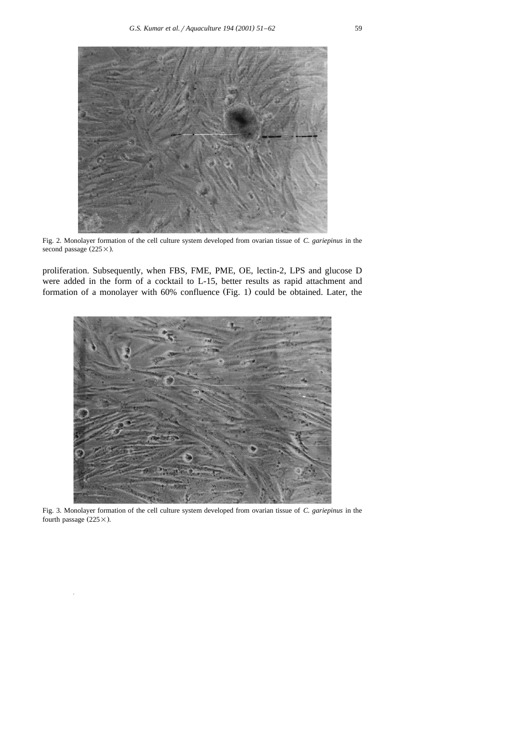Fig. 2. Monolayer formation of the cell culture system developed from ovarian tissue of *C. gariepinus* in the second passage (225×).

proliferation. Subsequently, when FBS, FME, PME, OE, lectin-2, LPS and glucose D were added in the form of a cocktail to L-15, better results as rapid attachment and formation of a monolayer with 60% confluence (Fig. 1) could be obtained. Later, the

Fig. 3. Monolayer formation of the cell culture system developed from ovarian tissue of *C. gariepinus* in the fourth passage (225×).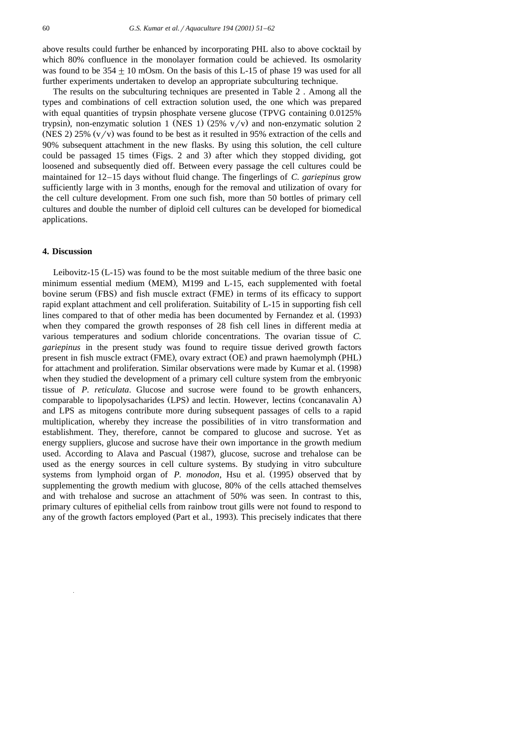above results could further be enhanced by incorporating PHL also to above cocktail by which 80% confluence in the monolayer formation could be achieved. Its osmolarity was found to be $354 \pm 10$ mOsm. On the basis of this L-15 of phase 19 was used for all further experiments undertaken to develop an appropriate subculturing technique.

The results on the subculturing techniques are presented in Table 2 . Among all the types and combinations of cell extraction solution used, the one which was prepared with equal quantities of trypsin phosphate versene glucose (TPVG containing 0.0125% trypsin), non-enzymatic solution 1 (NES 1) (25% v/v) and non-enzymatic solution 2 (NES 2) 25% (v/v) was found to be best as it resulted in 95% extraction of the cells and 90% subsequent attachment in the new flasks. By using this solution, the cell culture could be passaged 15 times (Figs. 2 and 3) after which they stopped dividing, got loosened and subsequently died off. Between every passage the cell cultures could be maintained for 12–15 days without fluid change. The fingerlings of *C. gariepinus* grow sufficiently large with in 3 months, enough for the removal and utilization of ovary for the cell culture development. From one such fish, more than 50 bottles of primary cell cultures and double the number of diploid cell cultures can be developed for biomedical applications.

## 4. Discussion

Leibovitz-15 (L-15) was found to be the most suitable medium of the three basic one minimum essential medium (MEM), M199 and L-15, each supplemented with foetal bovine serum (FBS) and fish muscle extract (FME) in terms of its efficacy to support rapid explant attachment and cell proliferation. Suitability of L-15 in supporting fish cell lines compared to that of other media has been documented by Fernandez et al. (1993) when they compared the growth responses of 28 fish cell lines in different media at various temperatures and sodium chloride concentrations. The ovarian tissue of *C. gariepinus* in the present study was found to require tissue derived growth factors present in fish muscle extract (FME), ovary extract (OE) and prawn haemolymph (PHL) for attachment and proliferation. Similar observations were made by Kumar et al. (1998) when they studied the development of a primary cell culture system from the embryonic tissue of *P. reticulata*. Glucose and sucrose were found to be growth enhancers, comparable to lipopolysacharides (LPS) and lectin. However, lectins (concanavalin A) and LPS as mitogens contribute more during subsequent passages of cells to a rapid multiplication, whereby they increase the possibilities of in vitro transformation and establishment. They, therefore, cannot be compared to glucose and sucrose. Yet as energy suppliers, glucose and sucrose have their own importance in the growth medium used. According to Alava and Pascual (1987), glucose, sucrose and trehalose can be used as the energy sources in cell culture systems. By studying in vitro subculture systems from lymphoid organ of *P. monodon*, Hsu et al. (1995) observed that by supplementing the growth medium with glucose, 80% of the cells attached themselves and with trehalose and sucrose an attachment of 50% was seen. In contrast to this, primary cultures of epithelial cells from rainbow trout gills were not found to respond to any of the growth factors employed (Part et al., 1993). This precisely indicates that there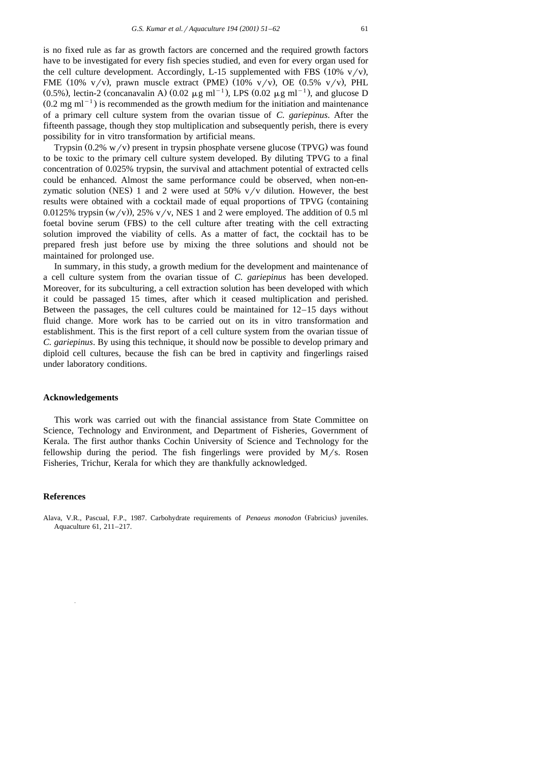is no fixed rule as far as growth factors are concerned and the required growth factors have to be investigated for every fish species studied, and even for every organ used for the cell culture development. Accordingly, L-15 supplemented with FBS (10% v/v), FME (10% v/v), prawn muscle extract (PME) (10% v/v), OE (0.5% v/v), PHL (0.5%), lectin-2 (concanavalin A) (0.02 $\mu$g ml$^{-1}$), LPS (0.02 $\mu$g ml$^{-1}$), and glucose D (0.2 mg ml$^{-1}$) is recommended as the growth medium for the initiation and maintenance of a primary cell culture system from the ovarian tissue of *C. gariepinus*. After the fifteenth passage, though they stop multiplication and subsequently perish, there is every possibility for in vitro transformation by artificial means.

Trypsin (0.2% w/v) present in trypsin phosphate versene glucose (TPVG) was found to be toxic to the primary cell culture system developed. By diluting TPVG to a final concentration of 0.025% trypsin, the survival and attachment potential of extracted cells could be enhanced. Almost the same performance could be observed, when non-enzymatic solution (NES) 1 and 2 were used at 50% v/v dilution. However, the best results were obtained with a cocktail made of equal proportions of TPVG (containing 0.0125% trypsin (w/v)), 25% v/v, NES 1 and 2 were employed. The addition of 0.5 ml foetal bovine serum (FBS) to the cell culture after treating with the cell extracting solution improved the viability of cells. As a matter of fact, the cocktail has to be prepared fresh just before use by mixing the three solutions and should not be maintained for prolonged use.

In summary, in this study, a growth medium for the development and maintenance of a cell culture system from the ovarian tissue of *C. gariepinus* has been developed. Moreover, for its subculturing, a cell extraction solution has been developed with which it could be passaged 15 times, after which it ceased multiplication and perished. Between the passages, the cell cultures could be maintained for 12–15 days without fluid change. More work has to be carried out on its in vitro transformation and establishment. This is the first report of a cell culture system from the ovarian tissue of *C. gariepinus*. By using this technique, it should now be possible to develop primary and diploid cell cultures, because the fish can be bred in captivity and fingerlings raised under laboratory conditions.

## Acknowledgements

This work was carried out with the financial assistance from State Committee on Science, Technology and Environment, and Department of Fisheries, Government of Kerala. The first author thanks Cochin University of Science and Technology for the fellowship during the period. The fish fingerlings were provided by M/s. Rosen Fisheries, Trichur, Kerala for which they are thankfully acknowledged.

## References

Alava, V.R., Pascual, F.P., 1987. Carbohydrate requirements of *Penaeus monodon* (Fabricius) juveniles. Aquaculture 61, 211–217.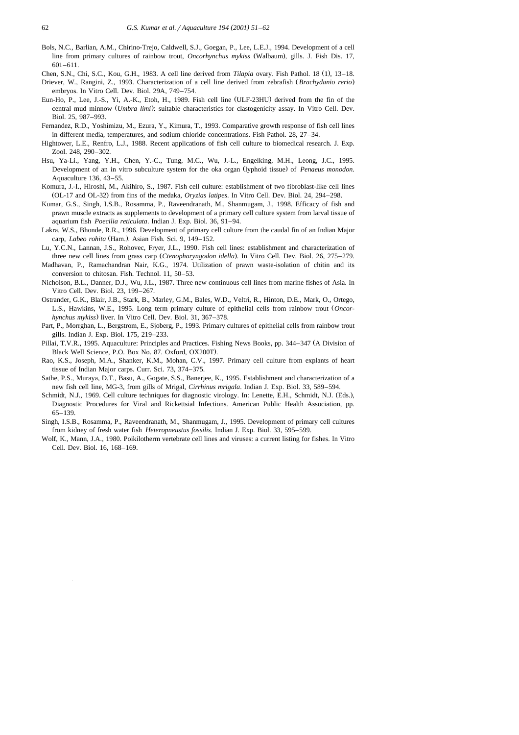Bols, N.C., Barlian, A.M., Chirino-Trejo, Caldwell, S.J., Goegan, P., Lee, L.E.J., 1994. Development of a cell line from primary cultures of rainbow trout, *Oncorhynchus mykiss* (Walbaum), gills. J. Fish Dis. 17, 601–611.

Chen, S.N., Chi, S.C., Kou, G.H., 1983. A cell line derived from *Tilapia* ovary. Fish Pathol. 18 (1), 13–18.

Driever, W., Rangini, Z., 1993. Characterization of a cell line derived from zebrafish (*Brachydanio rerio*) embryos. In Vitro Cell. Dev. Biol. 29A, 749–754.

Eun-Ho, P., Lee, J.-S., Yi, A.-K., Etoh, H., 1989. Fish cell line (ULF-23HU) derived from the fin of the central mud minnow (*Umbra limi*): suitable characteristics for clastogenicity assay. In Vitro Cell. Dev. Biol. 25, 987–993.

Fernandez, R.D., Yoshimizu, M., Ezura, Y., Kimura, T., 1993. Comparative growth response of fish cell lines in different media, temperatures, and sodium chloride concentrations. Fish Pathol. 28, 27–34.

Hightower, L.E., Renfro, L.J., 1988. Recent applications of fish cell culture to biomedical research. J. Exp. Zool. 248, 290–302.

Hsu, Ya-Li., Yang, Y.H., Chen, Y.-C., Tung, M.C., Wu, J.-L., Engelking, M.H., Leong, J.C., 1995. Development of an in vitro subculture system for the oka organ (lyphoid tissue) of *Penaeus monodon*. Aquaculture 136, 43–55.

Komura, J.-I., Hiroshi, M., Akihiro, S., 1987. Fish cell culture: establishment of two fibroblast-like cell lines (OL-17 and OL-32) from fins of the medaka, *Oryzias latipes*. In Vitro Cell. Dev. Biol. 24, 294–298.

Kumar, G.S., Singh, I.S.B., Rosamma, P., Raveendranath, M., Shanmugam, J., 1998. Efficacy of fish and prawn muscle extracts as supplements to development of a primary cell culture system from larval tissue of aquarium fish *Poecilia reticulata*. Indian J. Exp. Biol. 36, 91–94.

Lakra, W.S., Bhonde, R.R., 1996. Development of primary cell culture from the caudal fin of an Indian Major carp, *Labeo rohita* (Ham.). Asian Fish. Sci. 9, 149–152.

Lu, Y.C.N., Lannan, J.S., Rohovec, Fryer, J.L., 1990. Fish cell lines: establishment and characterization of three new cell lines from grass carp (*Ctenopharyngodon idella*). In Vitro Cell. Dev. Biol. 26, 275–279.

Madhavan, P., Ramachandran Nair, K.G., 1974. Utilization of prawn waste-isolation of chitin and its conversion to chitosan. Fish. Technol. 11, 50–53.

Nicholson, B.L., Danner, D.J., Wu, J.L., 1987. Three new continuous cell lines from marine fishes of Asia. In Vitro Cell. Dev. Biol. 23, 199–267.

Ostrander, G.K., Blair, J.B., Stark, B., Marley, G.M., Bales, W.D., Veltri, R., Hinton, D.E., Mark, O., Ortego, L.S., Hawkins, W.E., 1995. Long term primary culture of epithelial cells from rainbow trout (*Oncorhynchus mykiss*) liver. In Vitro Cell. Dev. Biol. 31, 367–378.

Part, P., Morrghan, L., Bergstrom, E., Sjoberg, P., 1993. Primary cultures of epithelial cells from rainbow trout gills. Indian J. Exp. Biol. 175, 219–233.

Pillai, T.V.R., 1995. Aquaculture: Principles and Practices. Fishing News Books, pp. 344–347 (A Division of Black Well Science, P.O. Box No. 87. Oxford, OX200T).

Rao, K.S., Joseph, M.A., Shanker, K.M., Mohan, C.V., 1997. Primary cell culture from explants of heart tissue of Indian Major carps. Curr. Sci. 73, 374–375.

Sathe, P.S., Muraya, D.T., Basu, A., Gogate, S.S., Banerjee, K., 1995. Establishment and characterization of a new fish cell line, MG-3, from gills of Mrigal, *Cirrhinus mrigala*. Indian J. Exp. Biol. 33, 589–594.

Schmidt, N.J., 1969. Cell culture techniques for diagnostic virology. In: Lenette, E.H., Schmidt, N.J. (Eds.), Diagnostic Procedures for Viral and Rickettsial Infections. American Public Health Association, pp. 65–139.

Singh, I.S.B., Rosamma, P., Raveendranath, M., Shanmugam, J., 1995. Development of primary cell cultures from kidney of fresh water fish *Heteropneustus fossilis*. Indian J. Exp. Biol. 33, 595–599.

Wolf, K., Mann, J.A., 1980. Poikilotherm vertebrate cell lines and viruses: a current listing for fishes. In Vitro Cell. Dev. Biol. 16, 168–169.